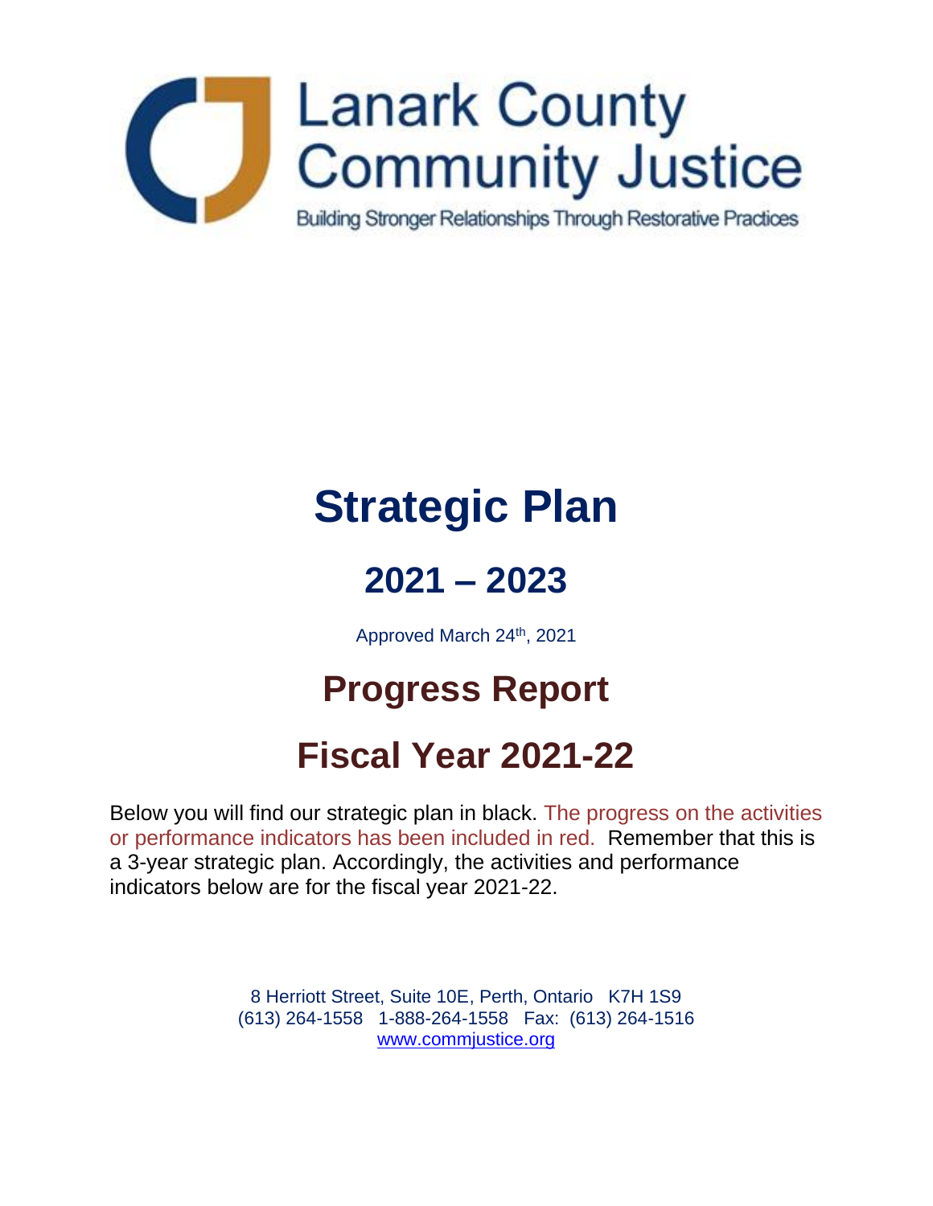Lanark County Community Justice

Building Stronger Relationships Through Restorative Practices

# Strategic Plan

## 2021 – 2023

Approved March 24th, 2021

# Progress Report

# Fiscal Year 2021-22

Below you will find our strategic plan in black. The progress on the activities or performance indicators has been included in red. Remember that this is a 3-year strategic plan. Accordingly, the activities and performance indicators below are for the fiscal year 2021-22.

8 Herriott Street, Suite 10E, Perth, Ontario K7H 1S9
(613) 264-1558 1-888-264-1558 Fax: (613) 264-1516
www.commjustice.org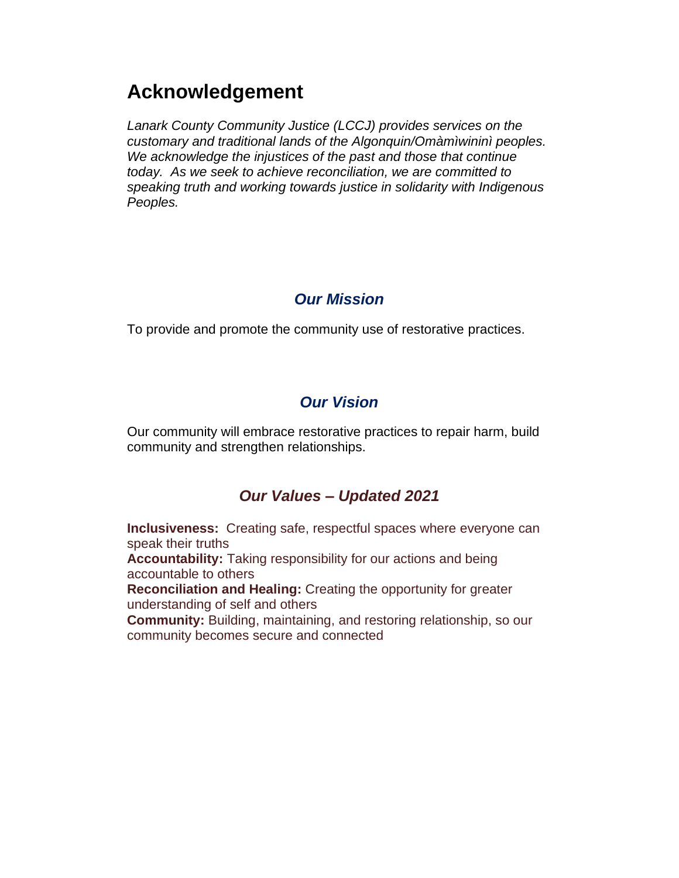# Acknowledgement

*Lanark County Community Justice (LCCJ) provides services on the customary and traditional lands of the Algonquin/Omàmìwininì peoples. We acknowledge the injustices of the past and those that continue today. As we seek to achieve reconciliation, we are committed to speaking truth and working towards justice in solidarity with Indigenous Peoples.*

## *Our Mission*

To provide and promote the community use of restorative practices.

## *Our Vision*

Our community will embrace restorative practices to repair harm, build community and strengthen relationships.

## *Our Values – Updated 2021*

**Inclusiveness:** Creating safe, respectful spaces where everyone can speak their truths
**Accountability:** Taking responsibility for our actions and being accountable to others
**Reconciliation and Healing:** Creating the opportunity for greater understanding of self and others
**Community:** Building, maintaining, and restoring relationship, so our community becomes secure and connected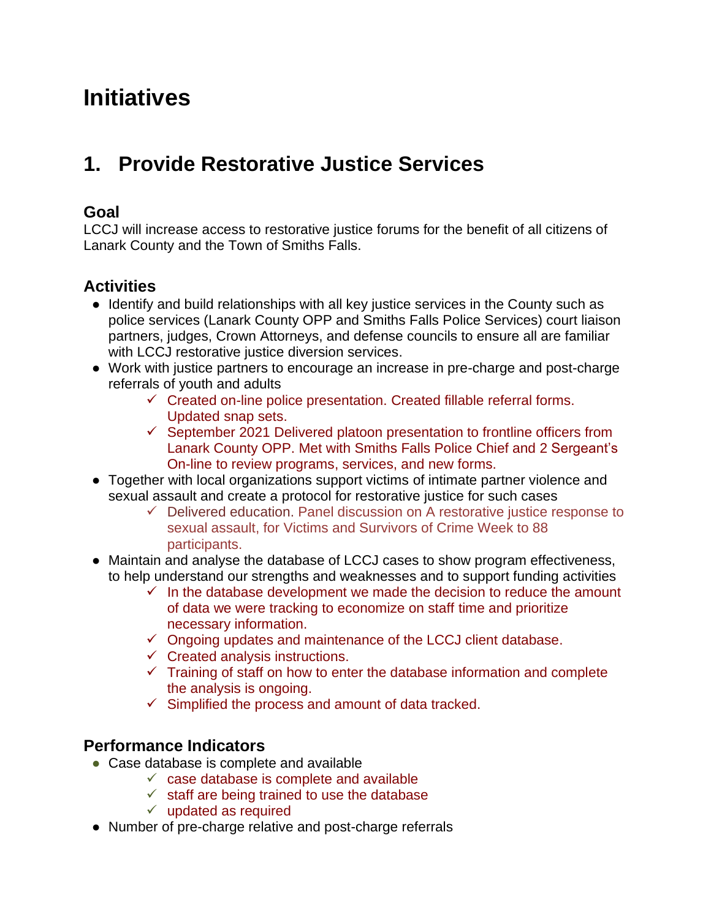# Initiatives

## 1. Provide Restorative Justice Services

### Goal

LCCJ will increase access to restorative justice forums for the benefit of all citizens of Lanark County and the Town of Smiths Falls.

### Activities

- Identify and build relationships with all key justice services in the County such as police services (Lanark County OPP and Smiths Falls Police Services) court liaison partners, judges, Crown Attorneys, and defense councils to ensure all are familiar with LCCJ restorative justice diversion services.
- Work with justice partners to encourage an increase in pre-charge and post-charge referrals of youth and adults
  - ✓ Created on-line police presentation. Created fillable referral forms. Updated snap sets.
  - ✓ September 2021 Delivered platoon presentation to frontline officers from Lanark County OPP. Met with Smiths Falls Police Chief and 2 Sergeant's On-line to review programs, services, and new forms.
- Together with local organizations support victims of intimate partner violence and sexual assault and create a protocol for restorative justice for such cases
  - ✓ Delivered education. Panel discussion on A restorative justice response to sexual assault, for Victims and Survivors of Crime Week to 88 participants.
- Maintain and analyse the database of LCCJ cases to show program effectiveness, to help understand our strengths and weaknesses and to support funding activities
  - ✓ In the database development we made the decision to reduce the amount of data we were tracking to economize on staff time and prioritize necessary information.
  - ✓ Ongoing updates and maintenance of the LCCJ client database.
  - ✓ Created analysis instructions.
  - ✓ Training of staff on how to enter the database information and complete the analysis is ongoing.
  - ✓ Simplified the process and amount of data tracked.

### Performance Indicators

- Case database is complete and available
  - ✓ case database is complete and available
  - ✓ staff are being trained to use the database
  - ✓ updated as required
- Number of pre-charge relative and post-charge referrals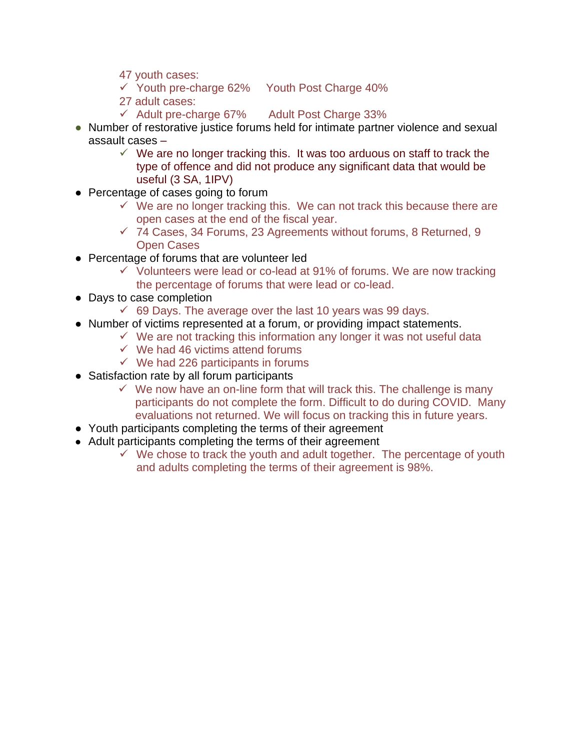47 youth cases:

- ✓ Youth pre-charge 62%     Youth Post Charge 40%

27 adult cases:

- ✓ Adult pre-charge 67%       Adult Post Charge 33%

- Number of restorative justice forums held for intimate partner violence and sexual assault cases –
  - ✓ We are no longer tracking this. It was too arduous on staff to track the type of offence and did not produce any significant data that would be useful (3 SA, 1IPV)
- Percentage of cases going to forum
  - ✓ We are no longer tracking this. We can not track this because there are open cases at the end of the fiscal year.
  - ✓ 74 Cases, 34 Forums, 23 Agreements without forums, 8 Returned, 9 Open Cases
- Percentage of forums that are volunteer led
  - ✓ Volunteers were lead or co-lead at 91% of forums. We are now tracking the percentage of forums that were lead or co-lead.
- Days to case completion
  - ✓ 69 Days. The average over the last 10 years was 99 days.
- Number of victims represented at a forum, or providing impact statements.
  - ✓ We are not tracking this information any longer it was not useful data
  - ✓ We had 46 victims attend forums
  - ✓ We had 226 participants in forums
- Satisfaction rate by all forum participants
  - ✓ We now have an on-line form that will track this. The challenge is many participants do not complete the form. Difficult to do during COVID. Many evaluations not returned. We will focus on tracking this in future years.
- Youth participants completing the terms of their agreement
- Adult participants completing the terms of their agreement
  - ✓ We chose to track the youth and adult together. The percentage of youth and adults completing the terms of their agreement is 98%.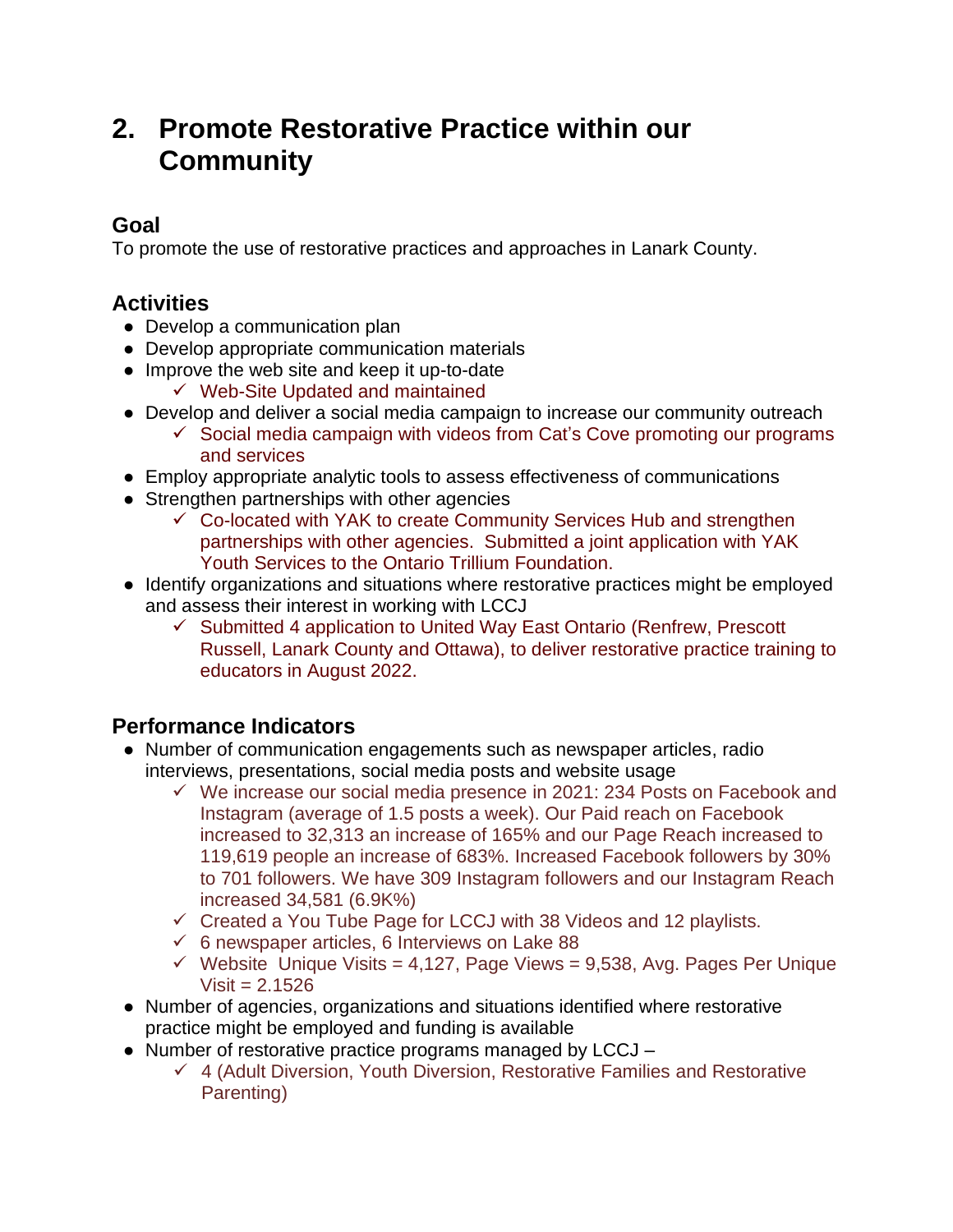# 2. Promote Restorative Practice within our Community

## Goal

To promote the use of restorative practices and approaches in Lanark County.

## Activities

- Develop a communication plan
- Develop appropriate communication materials
- Improve the web site and keep it up-to-date
    - ✓ Web-Site Updated and maintained
- Develop and deliver a social media campaign to increase our community outreach
    - ✓ Social media campaign with videos from Cat's Cove promoting our programs and services
- Employ appropriate analytic tools to assess effectiveness of communications
- Strengthen partnerships with other agencies
    - ✓ Co-located with YAK to create Community Services Hub and strengthen partnerships with other agencies. Submitted a joint application with YAK Youth Services to the Ontario Trillium Foundation.
- Identify organizations and situations where restorative practices might be employed and assess their interest in working with LCCJ
    - ✓ Submitted 4 application to United Way East Ontario (Renfrew, Prescott Russell, Lanark County and Ottawa), to deliver restorative practice training to educators in August 2022.

## Performance Indicators

- Number of communication engagements such as newspaper articles, radio interviews, presentations, social media posts and website usage
    - ✓ We increase our social media presence in 2021: 234 Posts on Facebook and Instagram (average of 1.5 posts a week). Our Paid reach on Facebook increased to 32,313 an increase of 165% and our Page Reach increased to 119,619 people an increase of 683%. Increased Facebook followers by 30% to 701 followers. We have 309 Instagram followers and our Instagram Reach increased 34,581 (6.9K%)
    - ✓ Created a You Tube Page for LCCJ with 38 Videos and 12 playlists.
    - ✓ 6 newspaper articles, 6 Interviews on Lake 88
    - ✓ Website Unique Visits = 4,127, Page Views = 9,538, Avg. Pages Per Unique Visit = 2.1526
- Number of agencies, organizations and situations identified where restorative practice might be employed and funding is available
- Number of restorative practice programs managed by LCCJ –
    - ✓ 4 (Adult Diversion, Youth Diversion, Restorative Families and Restorative Parenting)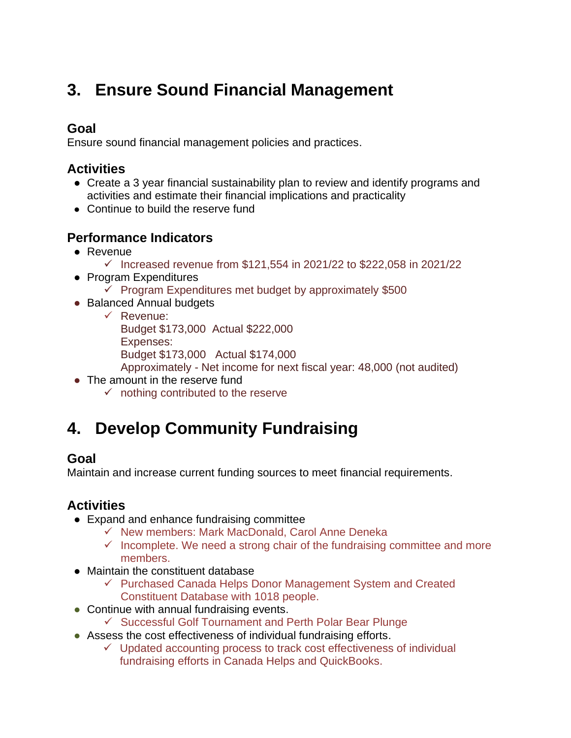# 3. Ensure Sound Financial Management

### Goal

Ensure sound financial management policies and practices.

### Activities

- Create a 3 year financial sustainability plan to review and identify programs and activities and estimate their financial implications and practicality
- Continue to build the reserve fund

### Performance Indicators

- Revenue
  - ✓ Increased revenue from $121,554 in 2021/22 to $222,058 in 2021/22
- Program Expenditures
  - ✓ Program Expenditures met budget by approximately $500
- Balanced Annual budgets
  - ✓ Revenue:
    Budget $173,000 Actual $222,000
    Expenses:
    Budget $173,000 Actual $174,000
    Approximately - Net income for next fiscal year: 48,000 (not audited)
- The amount in the reserve fund
  - ✓ nothing contributed to the reserve

# 4. Develop Community Fundraising

### Goal

Maintain and increase current funding sources to meet financial requirements.

### Activities

- Expand and enhance fundraising committee
  - ✓ New members: Mark MacDonald, Carol Anne Deneka
  - ✓ Incomplete. We need a strong chair of the fundraising committee and more members.
- Maintain the constituent database
  - ✓ Purchased Canada Helps Donor Management System and Created Constituent Database with 1018 people.
- Continue with annual fundraising events.
  - ✓ Successful Golf Tournament and Perth Polar Bear Plunge
- Assess the cost effectiveness of individual fundraising efforts.
  - ✓ Updated accounting process to track cost effectiveness of individual fundraising efforts in Canada Helps and QuickBooks.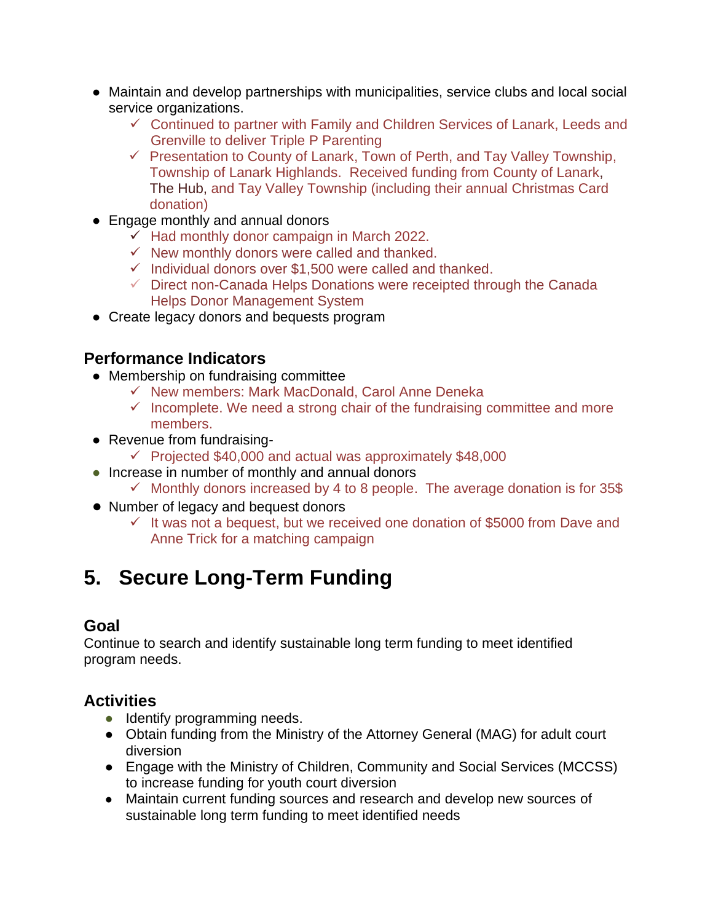- Maintain and develop partnerships with municipalities, service clubs and local social service organizations.
  - ✓ Continued to partner with Family and Children Services of Lanark, Leeds and Grenville to deliver Triple P Parenting
  - ✓ Presentation to County of Lanark, Town of Perth, and Tay Valley Township, Township of Lanark Highlands. Received funding from County of Lanark, The Hub, and Tay Valley Township (including their annual Christmas Card donation)
- Engage monthly and annual donors
  - ✓ Had monthly donor campaign in March 2022.
  - ✓ New monthly donors were called and thanked.
  - ✓ Individual donors over $1,500 were called and thanked.
  - ✓ Direct non-Canada Helps Donations were receipted through the Canada Helps Donor Management System
- Create legacy donors and bequests program

### Performance Indicators

- Membership on fundraising committee
  - ✓ New members: Mark MacDonald, Carol Anne Deneka
  - ✓ Incomplete. We need a strong chair of the fundraising committee and more members.
- Revenue from fundraising-
  - ✓ Projected $40,000 and actual was approximately $48,000
- Increase in number of monthly and annual donors
  - ✓ Monthly donors increased by 4 to 8 people. The average donation is for 35$
- Number of legacy and bequest donors
  - ✓ It was not a bequest, but we received one donation of $5000 from Dave and Anne Trick for a matching campaign

## 5. Secure Long-Term Funding

### Goal

Continue to search and identify sustainable long term funding to meet identified program needs.

### Activities

- Identify programming needs.
- Obtain funding from the Ministry of the Attorney General (MAG) for adult court diversion
- Engage with the Ministry of Children, Community and Social Services (MCCSS) to increase funding for youth court diversion
- Maintain current funding sources and research and develop new sources of sustainable long term funding to meet identified needs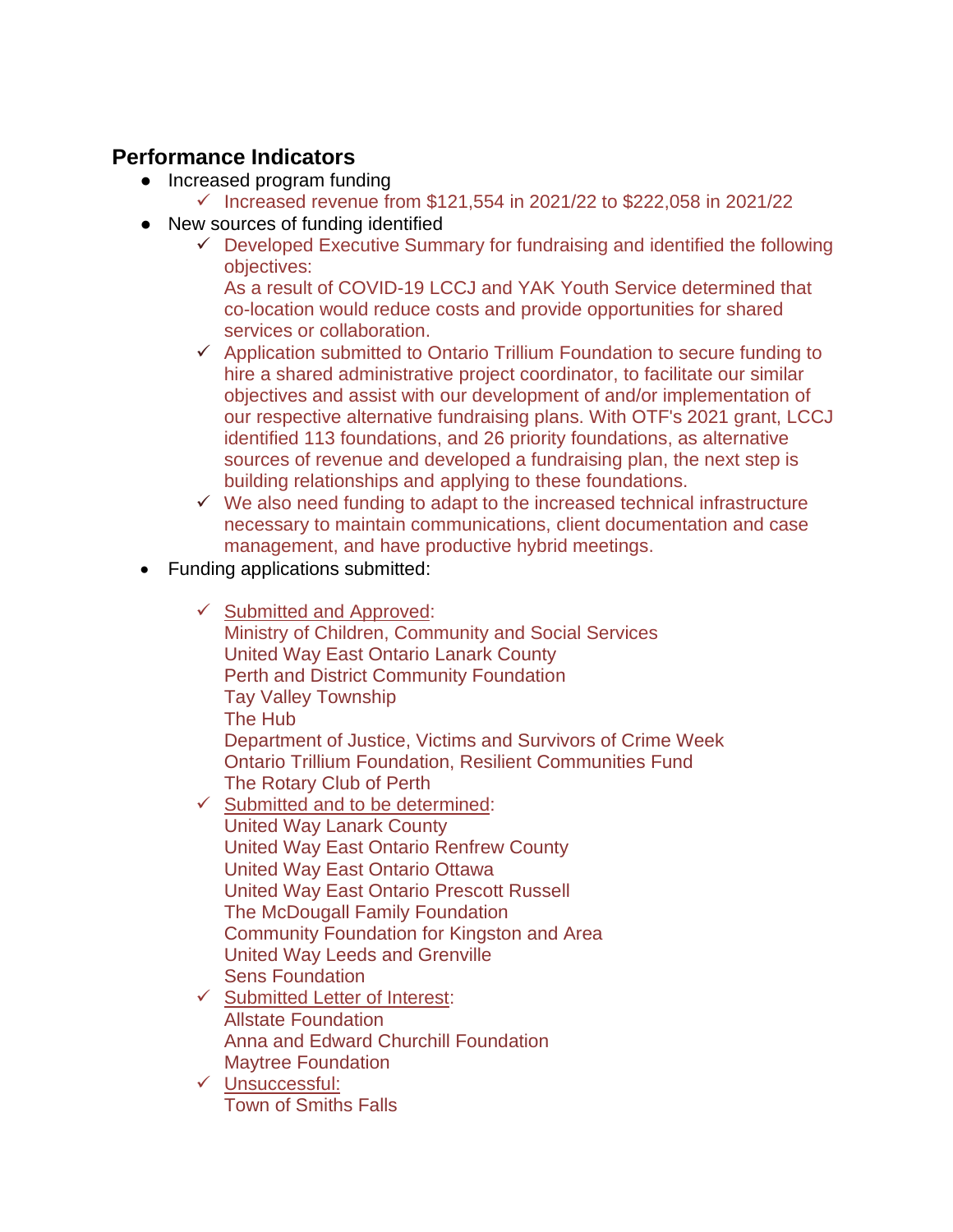## Performance Indicators

- Increased program funding
  - ✓ Increased revenue from $121,554 in 2021/22 to $222,058 in 2021/22
- New sources of funding identified
  - ✓ Developed Executive Summary for fundraising and identified the following objectives:
    As a result of COVID-19 LCCJ and YAK Youth Service determined that co-location would reduce costs and provide opportunities for shared services or collaboration.
  - ✓ Application submitted to Ontario Trillium Foundation to secure funding to hire a shared administrative project coordinator, to facilitate our similar objectives and assist with our development of and/or implementation of our respective alternative fundraising plans. With OTF's 2021 grant, LCCJ identified 113 foundations, and 26 priority foundations, as alternative sources of revenue and developed a fundraising plan, the next step is building relationships and applying to these foundations.
  - ✓ We also need funding to adapt to the increased technical infrastructure necessary to maintain communications, client documentation and case management, and have productive hybrid meetings.
- Funding applications submitted:
  - ✓ Submitted and Approved:
    Ministry of Children, Community and Social Services
    United Way East Ontario Lanark County
    Perth and District Community Foundation
    Tay Valley Township
    The Hub
    Department of Justice, Victims and Survivors of Crime Week
    Ontario Trillium Foundation, Resilient Communities Fund
    The Rotary Club of Perth
  - ✓ Submitted and to be determined:
    United Way Lanark County
    United Way East Ontario Renfrew County
    United Way East Ontario Ottawa
    United Way East Ontario Prescott Russell
    The McDougall Family Foundation
    Community Foundation for Kingston and Area
    United Way Leeds and Grenville
    Sens Foundation
  - ✓ Submitted Letter of Interest:
    Allstate Foundation
    Anna and Edward Churchill Foundation
    Maytree Foundation
  - ✓ Unsuccessful:
    Town of Smiths Falls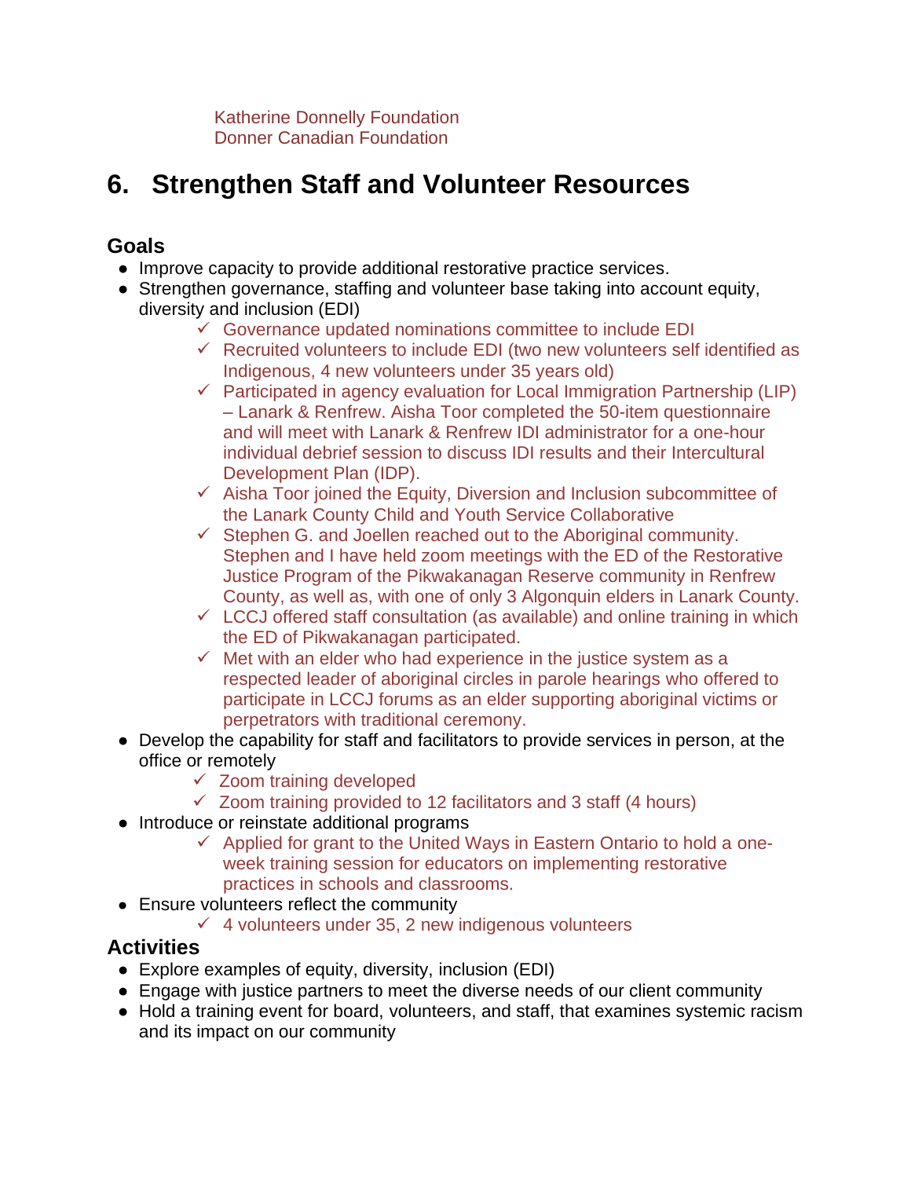Katherine Donnelly Foundation
Donner Canadian Foundation

# 6. Strengthen Staff and Volunteer Resources

## Goals

- Improve capacity to provide additional restorative practice services.
- Strengthen governance, staffing and volunteer base taking into account equity, diversity and inclusion (EDI)
    - ✓ Governance updated nominations committee to include EDI
    - ✓ Recruited volunteers to include EDI (two new volunteers self identified as Indigenous, 4 new volunteers under 35 years old)
    - ✓ Participated in agency evaluation for Local Immigration Partnership (LIP) – Lanark & Renfrew. Aisha Toor completed the 50-item questionnaire and will meet with Lanark & Renfrew IDI administrator for a one-hour individual debrief session to discuss IDI results and their Intercultural Development Plan (IDP).
    - ✓ Aisha Toor joined the Equity, Diversion and Inclusion subcommittee of the Lanark County Child and Youth Service Collaborative
    - ✓ Stephen G. and Joellen reached out to the Aboriginal community. Stephen and I have held zoom meetings with the ED of the Restorative Justice Program of the Pikwakanagan Reserve community in Renfrew County, as well as, with one of only 3 Algonquin elders in Lanark County.
    - ✓ LCCJ offered staff consultation (as available) and online training in which the ED of Pikwakanagan participated.
    - ✓ Met with an elder who had experience in the justice system as a respected leader of aboriginal circles in parole hearings who offered to participate in LCCJ forums as an elder supporting aboriginal victims or perpetrators with traditional ceremony.
- Develop the capability for staff and facilitators to provide services in person, at the office or remotely
    - ✓ Zoom training developed
    - ✓ Zoom training provided to 12 facilitators and 3 staff (4 hours)
- Introduce or reinstate additional programs
    - ✓ Applied for grant to the United Ways in Eastern Ontario to hold a one-week training session for educators on implementing restorative practices in schools and classrooms.
- Ensure volunteers reflect the community
    - ✓ 4 volunteers under 35, 2 new indigenous volunteers

## Activities

- Explore examples of equity, diversity, inclusion (EDI)
- Engage with justice partners to meet the diverse needs of our client community
- Hold a training event for board, volunteers, and staff, that examines systemic racism and its impact on our community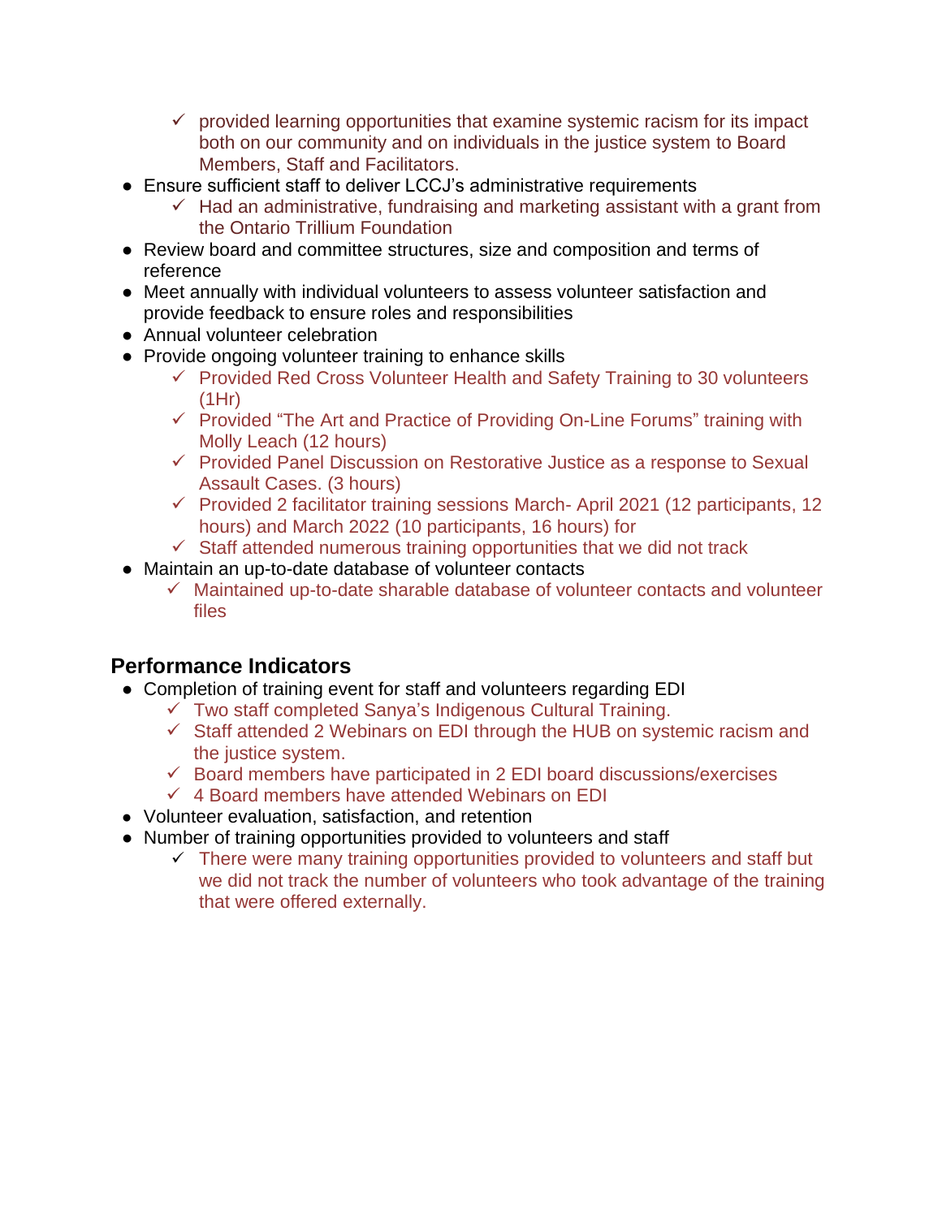- ✓ provided learning opportunities that examine systemic racism for its impact both on our community and on individuals in the justice system to Board Members, Staff and Facilitators.
- Ensure sufficient staff to deliver LCCJ's administrative requirements
  - ✓ Had an administrative, fundraising and marketing assistant with a grant from the Ontario Trillium Foundation
- Review board and committee structures, size and composition and terms of reference
- Meet annually with individual volunteers to assess volunteer satisfaction and provide feedback to ensure roles and responsibilities
- Annual volunteer celebration
- Provide ongoing volunteer training to enhance skills
  - ✓ Provided Red Cross Volunteer Health and Safety Training to 30 volunteers (1Hr)
  - ✓ Provided "The Art and Practice of Providing On-Line Forums" training with Molly Leach (12 hours)
  - ✓ Provided Panel Discussion on Restorative Justice as a response to Sexual Assault Cases. (3 hours)
  - ✓ Provided 2 facilitator training sessions March- April 2021 (12 participants, 12 hours) and March 2022 (10 participants, 16 hours) for
  - ✓ Staff attended numerous training opportunities that we did not track
- Maintain an up-to-date database of volunteer contacts
  - ✓ Maintained up-to-date sharable database of volunteer contacts and volunteer files

## Performance Indicators

- Completion of training event for staff and volunteers regarding EDI
  - ✓ Two staff completed Sanya's Indigenous Cultural Training.
  - ✓ Staff attended 2 Webinars on EDI through the HUB on systemic racism and the justice system.
  - ✓ Board members have participated in 2 EDI board discussions/exercises
  - ✓ 4 Board members have attended Webinars on EDI
- Volunteer evaluation, satisfaction, and retention
- Number of training opportunities provided to volunteers and staff
  - ✓ There were many training opportunities provided to volunteers and staff but we did not track the number of volunteers who took advantage of the training that were offered externally.